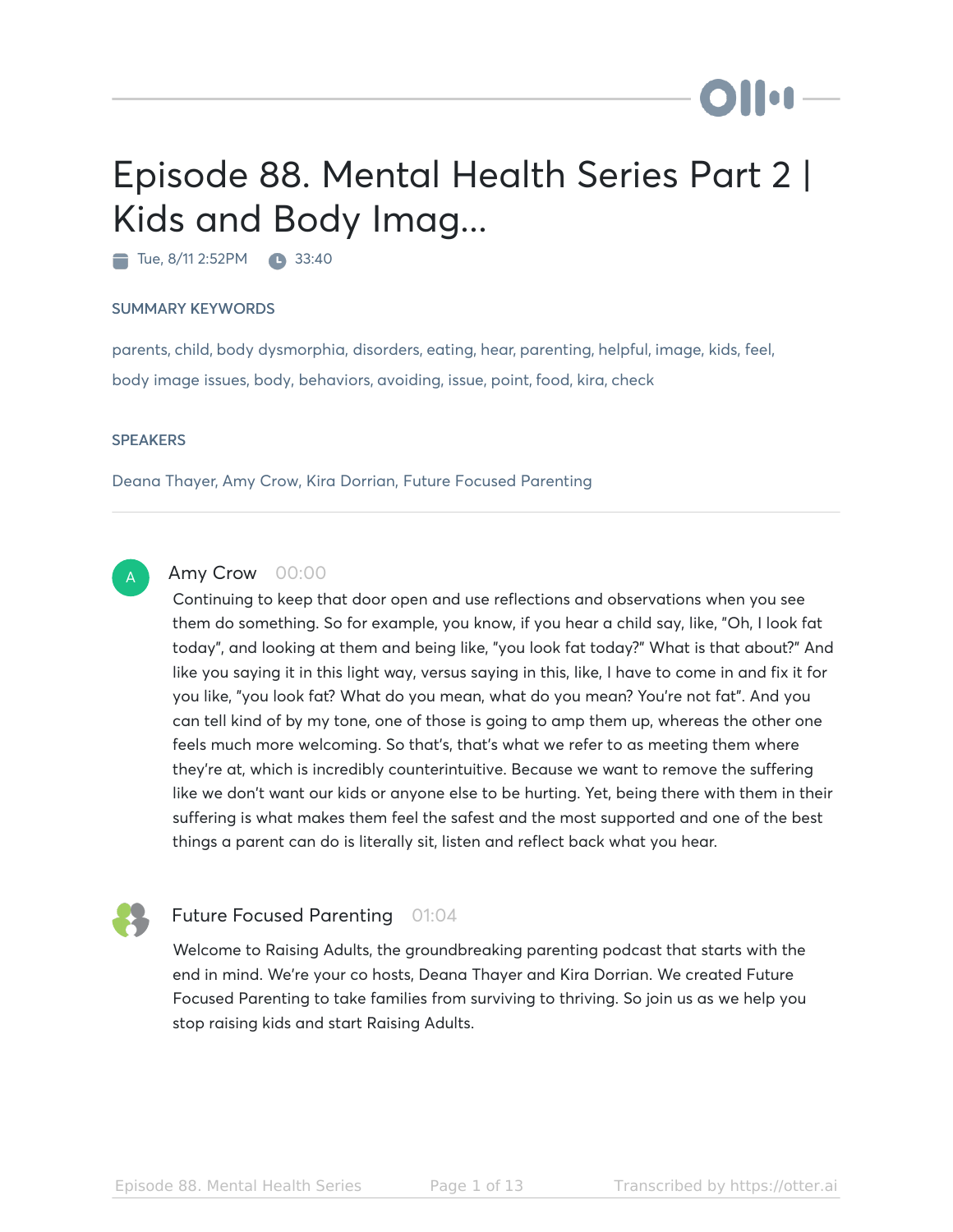# Episode 88. Mental Health Series Part 2 | Kids and Body Imag...

Tue, 8/11 2:52PM   33:40

## SUMMARY KEYWORDS

parents, child, body dysmorphia, disorders, eating, hear, parenting, helpful, image, kids, feel, body image issues, body, behaviors, avoiding, issue, point, food, kira, check

## SPEAKERS

Deana Thayer, Amy Crow, Kira Dorrian, Future Focused Parenting

---

**Amy Crow** 00:00

Continuing to keep that door open and use reflections and observations when you see them do something. So for example, you know, if you hear a child say, like, "Oh, I look fat today", and looking at them and being like, "you look fat today?" What is that about?" And like you saying it in this light way, versus saying in this, like, I have to come in and fix it for you like, "you look fat? What do you mean, what do you mean? You're not fat". And you can tell kind of by my tone, one of those is going to amp them up, whereas the other one feels much more welcoming. So that's, that's what we refer to as meeting them where they're at, which is incredibly counterintuitive. Because we want to remove the suffering like we don't want our kids or anyone else to be hurting. Yet, being there with them in their suffering is what makes them feel the safest and the most supported and one of the best things a parent can do is literally sit, listen and reflect back what you hear.

**Future Focused Parenting** 01:04

Welcome to Raising Adults, the groundbreaking parenting podcast that starts with the end in mind. We're your co hosts, Deana Thayer and Kira Dorrian. We created Future Focused Parenting to take families from surviving to thriving. So join us as we help you stop raising kids and start Raising Adults.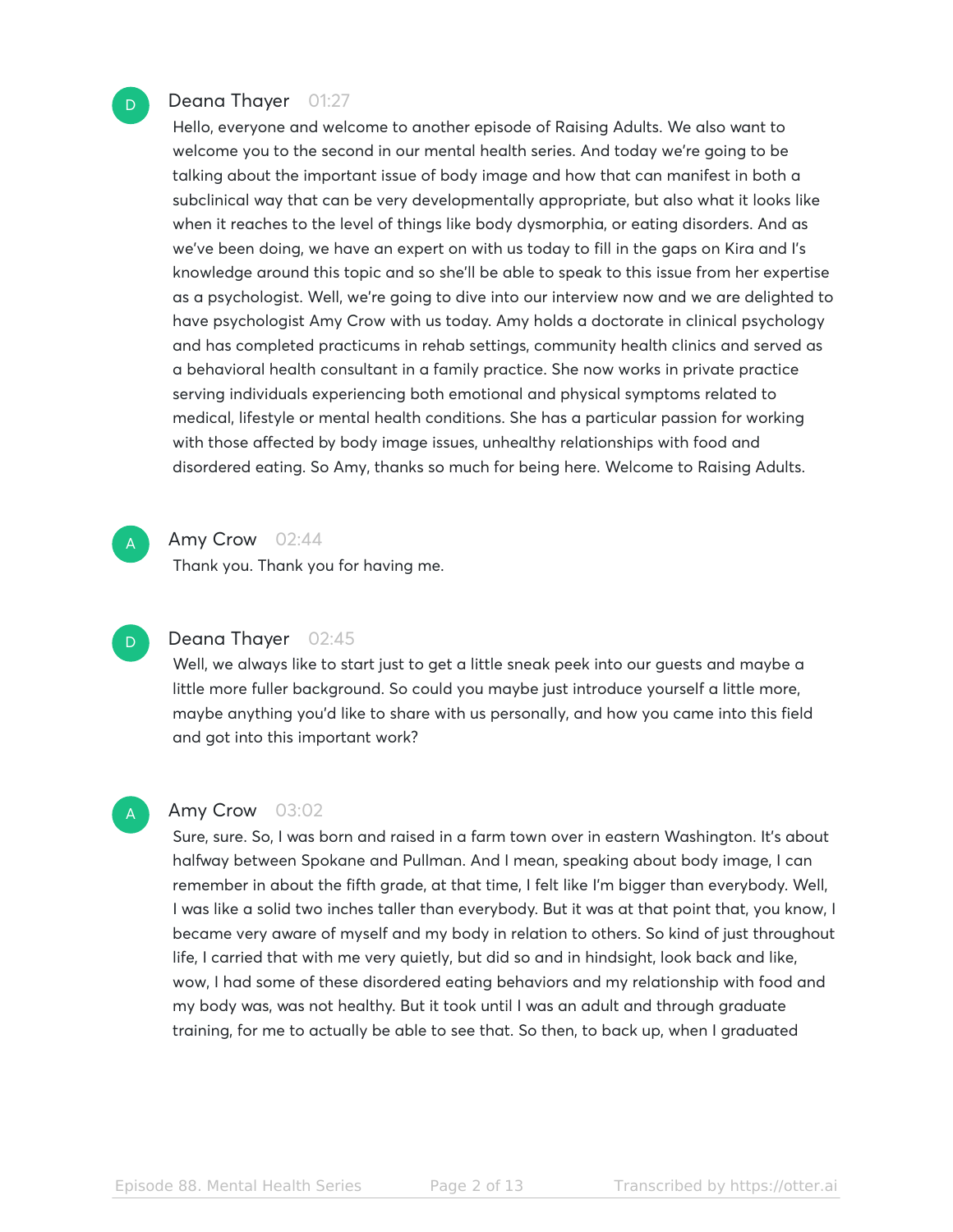**Deana Thayer** 01:27

Hello, everyone and welcome to another episode of Raising Adults. We also want to welcome you to the second in our mental health series. And today we're going to be talking about the important issue of body image and how that can manifest in both a subclinical way that can be very developmentally appropriate, but also what it looks like when it reaches to the level of things like body dysmorphia, or eating disorders. And as we've been doing, we have an expert on with us today to fill in the gaps on Kira and I's knowledge around this topic and so she'll be able to speak to this issue from her expertise as a psychologist. Well, we're going to dive into our interview now and we are delighted to have psychologist Amy Crow with us today. Amy holds a doctorate in clinical psychology and has completed practicums in rehab settings, community health clinics and served as a behavioral health consultant in a family practice. She now works in private practice serving individuals experiencing both emotional and physical symptoms related to medical, lifestyle or mental health conditions. She has a particular passion for working with those affected by body image issues, unhealthy relationships with food and disordered eating. So Amy, thanks so much for being here. Welcome to Raising Adults.

**Amy Crow** 02:44

Thank you. Thank you for having me.

**Deana Thayer** 02:45

Well, we always like to start just to get a little sneak peek into our guests and maybe a little more fuller background. So could you maybe just introduce yourself a little more, maybe anything you'd like to share with us personally, and how you came into this field and got into this important work?

**Amy Crow** 03:02

Sure, sure. So, I was born and raised in a farm town over in eastern Washington. It's about halfway between Spokane and Pullman. And I mean, speaking about body image, I can remember in about the fifth grade, at that time, I felt like I'm bigger than everybody. Well, I was like a solid two inches taller than everybody. But it was at that point that, you know, I became very aware of myself and my body in relation to others. So kind of just throughout life, I carried that with me very quietly, but did so and in hindsight, look back and like, wow, I had some of these disordered eating behaviors and my relationship with food and my body was, was not healthy. But it took until I was an adult and through graduate training, for me to actually be able to see that. So then, to back up, when I graduated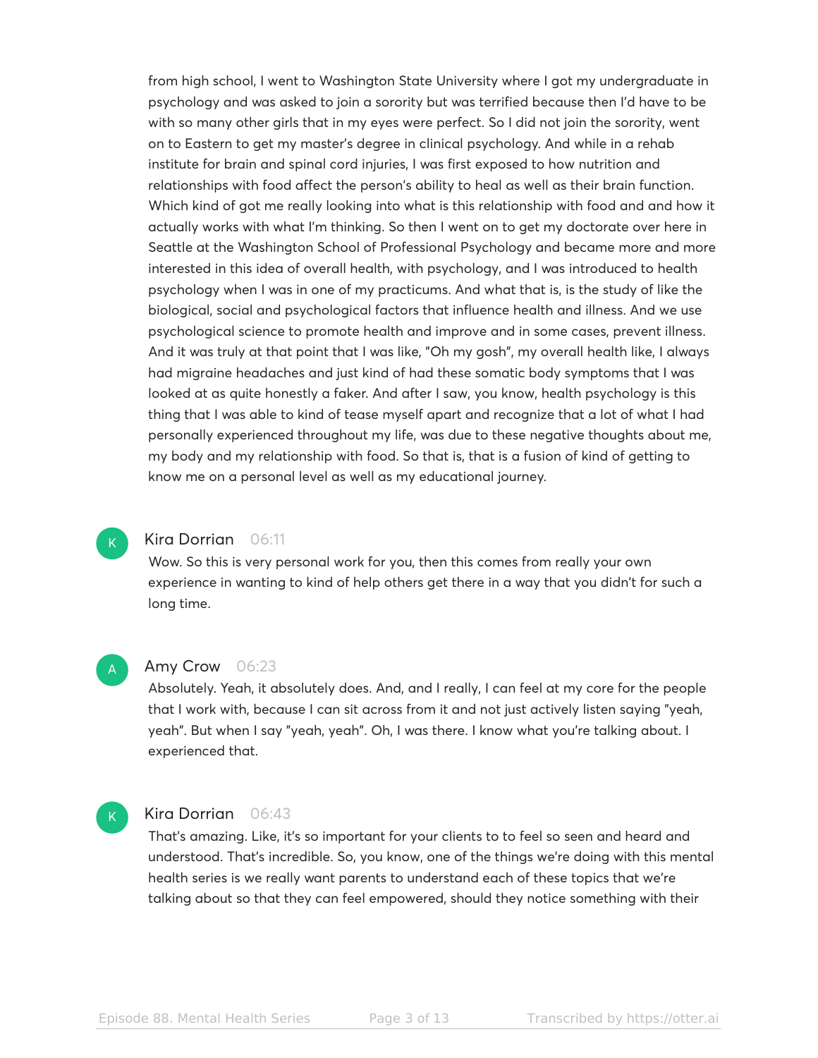from high school, I went to Washington State University where I got my undergraduate in psychology and was asked to join a sorority but was terrified because then I'd have to be with so many other girls that in my eyes were perfect. So I did not join the sorority, went on to Eastern to get my master's degree in clinical psychology. And while in a rehab institute for brain and spinal cord injuries, I was first exposed to how nutrition and relationships with food affect the person's ability to heal as well as their brain function. Which kind of got me really looking into what is this relationship with food and and how it actually works with what I'm thinking. So then I went on to get my doctorate over here in Seattle at the Washington School of Professional Psychology and became more and more interested in this idea of overall health, with psychology, and I was introduced to health psychology when I was in one of my practicums. And what that is, is the study of like the biological, social and psychological factors that influence health and illness. And we use psychological science to promote health and improve and in some cases, prevent illness. And it was truly at that point that I was like, "Oh my gosh", my overall health like, I always had migraine headaches and just kind of had these somatic body symptoms that I was looked at as quite honestly a faker. And after I saw, you know, health psychology is this thing that I was able to kind of tease myself apart and recognize that a lot of what I had personally experienced throughout my life, was due to these negative thoughts about me, my body and my relationship with food. So that is, that is a fusion of kind of getting to know me on a personal level as well as my educational journey.

**Kira Dorrian** 06:11

Wow. So this is very personal work for you, then this comes from really your own experience in wanting to kind of help others get there in a way that you didn't for such a long time.

**Amy Crow** 06:23

Absolutely. Yeah, it absolutely does. And, and I really, I can feel at my core for the people that I work with, because I can sit across from it and not just actively listen saying "yeah, yeah". But when I say "yeah, yeah". Oh, I was there. I know what you're talking about. I experienced that.

**Kira Dorrian** 06:43

That's amazing. Like, it's so important for your clients to to feel so seen and heard and understood. That's incredible. So, you know, one of the things we're doing with this mental health series is we really want parents to understand each of these topics that we're talking about so that they can feel empowered, should they notice something with their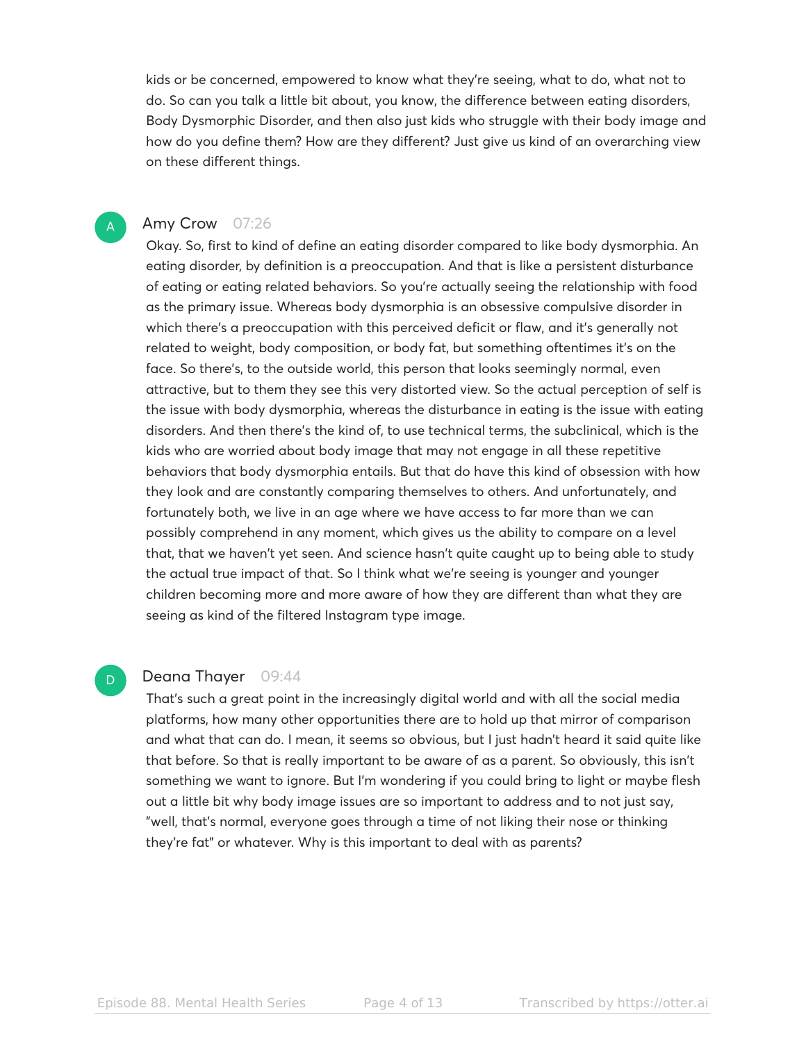kids or be concerned, empowered to know what they're seeing, what to do, what not to do. So can you talk a little bit about, you know, the difference between eating disorders, Body Dysmorphic Disorder, and then also just kids who struggle with their body image and how do you define them? How are they different? Just give us kind of an overarching view on these different things.

**Amy Crow** 07:26

Okay. So, first to kind of define an eating disorder compared to like body dysmorphia. An eating disorder, by definition is a preoccupation. And that is like a persistent disturbance of eating or eating related behaviors. So you're actually seeing the relationship with food as the primary issue. Whereas body dysmorphia is an obsessive compulsive disorder in which there's a preoccupation with this perceived deficit or flaw, and it's generally not related to weight, body composition, or body fat, but something oftentimes it's on the face. So there's, to the outside world, this person that looks seemingly normal, even attractive, but to them they see this very distorted view. So the actual perception of self is the issue with body dysmorphia, whereas the disturbance in eating is the issue with eating disorders. And then there's the kind of, to use technical terms, the subclinical, which is the kids who are worried about body image that may not engage in all these repetitive behaviors that body dysmorphia entails. But that do have this kind of obsession with how they look and are constantly comparing themselves to others. And unfortunately, and fortunately both, we live in an age where we have access to far more than we can possibly comprehend in any moment, which gives us the ability to compare on a level that, that we haven't yet seen. And science hasn't quite caught up to being able to study the actual true impact of that. So I think what we're seeing is younger and younger children becoming more and more aware of how they are different than what they are seeing as kind of the filtered Instagram type image.

**Deana Thayer** 09:44

That's such a great point in the increasingly digital world and with all the social media platforms, how many other opportunities there are to hold up that mirror of comparison and what that can do. I mean, it seems so obvious, but I just hadn't heard it said quite like that before. So that is really important to be aware of as a parent. So obviously, this isn't something we want to ignore. But I'm wondering if you could bring to light or maybe flesh out a little bit why body image issues are so important to address and to not just say, "well, that's normal, everyone goes through a time of not liking their nose or thinking they're fat" or whatever. Why is this important to deal with as parents?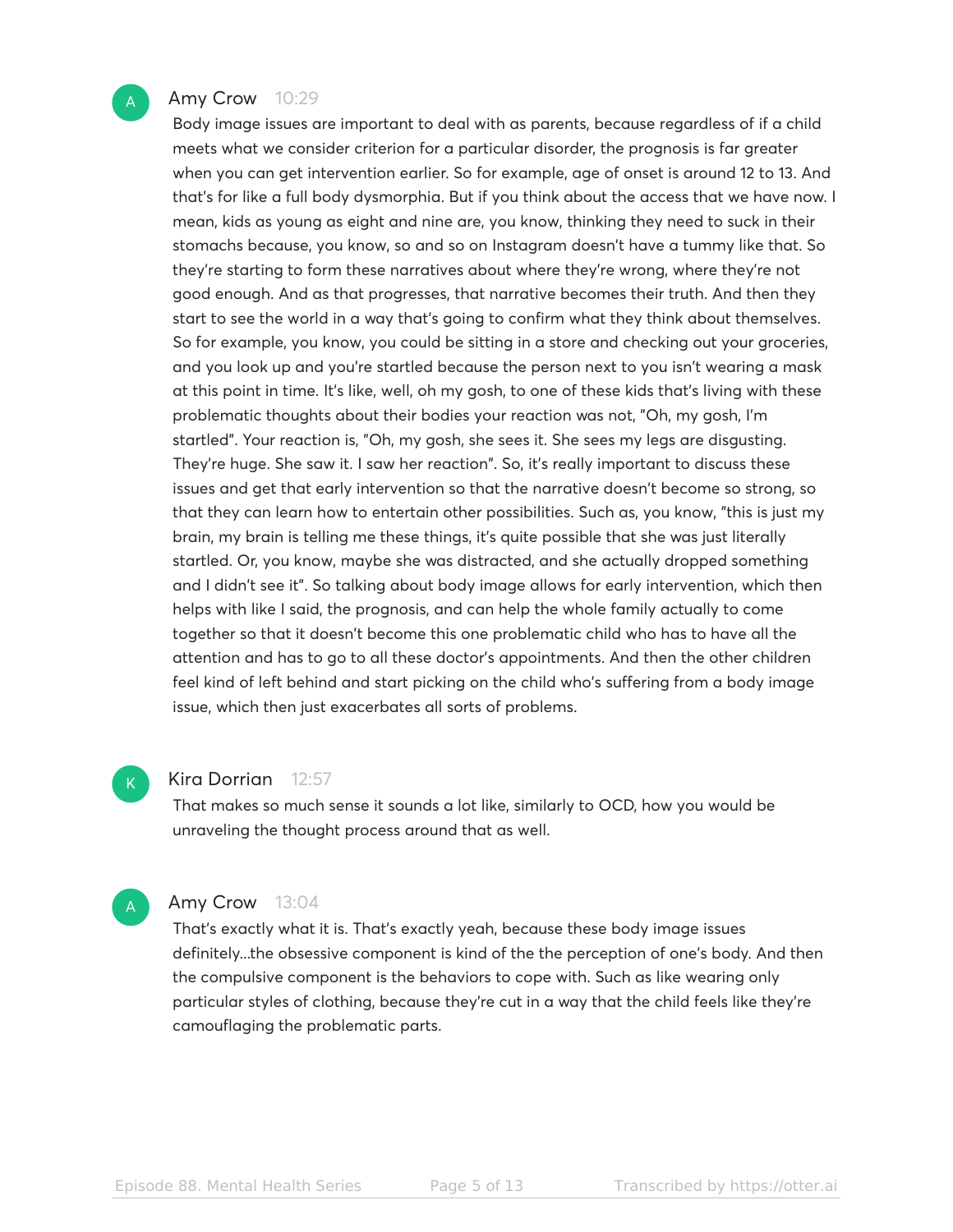A

**Amy Crow** 10:29

Body image issues are important to deal with as parents, because regardless of if a child meets what we consider criterion for a particular disorder, the prognosis is far greater when you can get intervention earlier. So for example, age of onset is around 12 to 13. And that's for like a full body dysmorphia. But if you think about the access that we have now. I mean, kids as young as eight and nine are, you know, thinking they need to suck in their stomachs because, you know, so and so on Instagram doesn't have a tummy like that. So they're starting to form these narratives about where they're wrong, where they're not good enough. And as that progresses, that narrative becomes their truth. And then they start to see the world in a way that's going to confirm what they think about themselves. So for example, you know, you could be sitting in a store and checking out your groceries, and you look up and you're startled because the person next to you isn't wearing a mask at this point in time. It's like, well, oh my gosh, to one of these kids that's living with these problematic thoughts about their bodies your reaction was not, "Oh, my gosh, I'm startled". Your reaction is, "Oh, my gosh, she sees it. She sees my legs are disgusting. They're huge. She saw it. I saw her reaction". So, it's really important to discuss these issues and get that early intervention so that the narrative doesn't become so strong, so that they can learn how to entertain other possibilities. Such as, you know, "this is just my brain, my brain is telling me these things, it's quite possible that she was just literally startled. Or, you know, maybe she was distracted, and she actually dropped something and I didn't see it". So talking about body image allows for early intervention, which then helps with like I said, the prognosis, and can help the whole family actually to come together so that it doesn't become this one problematic child who has to have all the attention and has to go to all these doctor's appointments. And then the other children feel kind of left behind and start picking on the child who's suffering from a body image issue, which then just exacerbates all sorts of problems.

K

**Kira Dorrian** 12:57

That makes so much sense it sounds a lot like, similarly to OCD, how you would be unraveling the thought process around that as well.

A

**Amy Crow** 13:04

That's exactly what it is. That's exactly yeah, because these body image issues definitely...the obsessive component is kind of the the perception of one's body. And then the compulsive component is the behaviors to cope with. Such as like wearing only particular styles of clothing, because they're cut in a way that the child feels like they're camouflaging the problematic parts.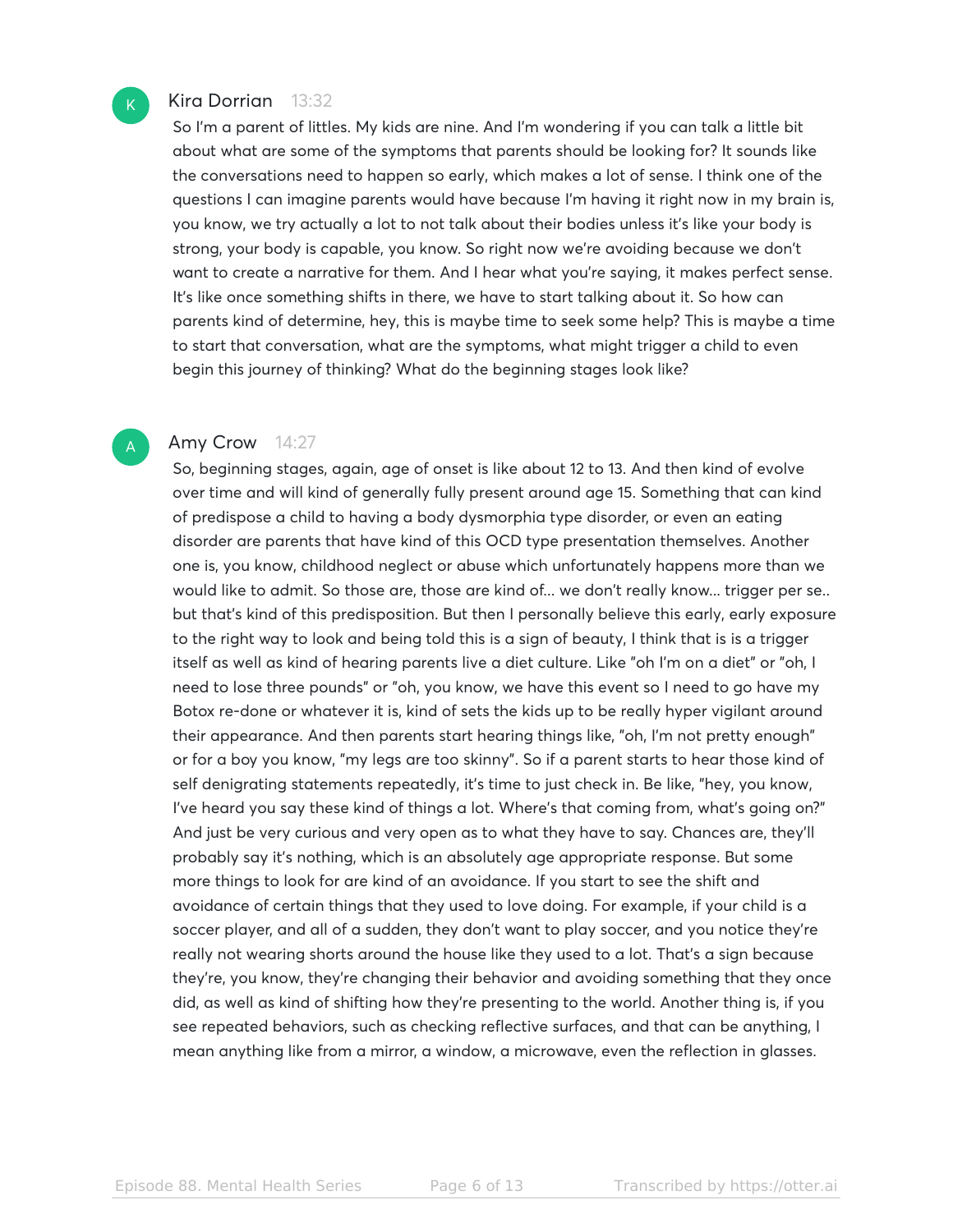**Kira Dorrian** 13:32

So I'm a parent of littles. My kids are nine. And I'm wondering if you can talk a little bit about what are some of the symptoms that parents should be looking for? It sounds like the conversations need to happen so early, which makes a lot of sense. I think one of the questions I can imagine parents would have because I'm having it right now in my brain is, you know, we try actually a lot to not talk about their bodies unless it's like your body is strong, your body is capable, you know. So right now we're avoiding because we don't want to create a narrative for them. And I hear what you're saying, it makes perfect sense. It's like once something shifts in there, we have to start talking about it. So how can parents kind of determine, hey, this is maybe time to seek some help? This is maybe a time to start that conversation, what are the symptoms, what might trigger a child to even begin this journey of thinking? What do the beginning stages look like?

**Amy Crow** 14:27

So, beginning stages, again, age of onset is like about 12 to 13. And then kind of evolve over time and will kind of generally fully present around age 15. Something that can kind of predispose a child to having a body dysmorphia type disorder, or even an eating disorder are parents that have kind of this OCD type presentation themselves. Another one is, you know, childhood neglect or abuse which unfortunately happens more than we would like to admit. So those are, those are kind of... we don't really know... trigger per se.. but that's kind of this predisposition. But then I personally believe this early, early exposure to the right way to look and being told this is a sign of beauty, I think that is is a trigger itself as well as kind of hearing parents live a diet culture. Like "oh I'm on a diet" or "oh, I need to lose three pounds" or "oh, you know, we have this event so I need to go have my Botox re-done or whatever it is, kind of sets the kids up to be really hyper vigilant around their appearance. And then parents start hearing things like, "oh, I'm not pretty enough" or for a boy you know, "my legs are too skinny". So if a parent starts to hear those kind of self denigrating statements repeatedly, it's time to just check in. Be like, "hey, you know, I've heard you say these kind of things a lot. Where's that coming from, what's going on?" And just be very curious and very open as to what they have to say. Chances are, they'll probably say it's nothing, which is an absolutely age appropriate response. But some more things to look for are kind of an avoidance. If you start to see the shift and avoidance of certain things that they used to love doing. For example, if your child is a soccer player, and all of a sudden, they don't want to play soccer, and you notice they're really not wearing shorts around the house like they used to a lot. That's a sign because they're, you know, they're changing their behavior and avoiding something that they once did, as well as kind of shifting how they're presenting to the world. Another thing is, if you see repeated behaviors, such as checking reflective surfaces, and that can be anything, I mean anything like from a mirror, a window, a microwave, even the reflection in glasses.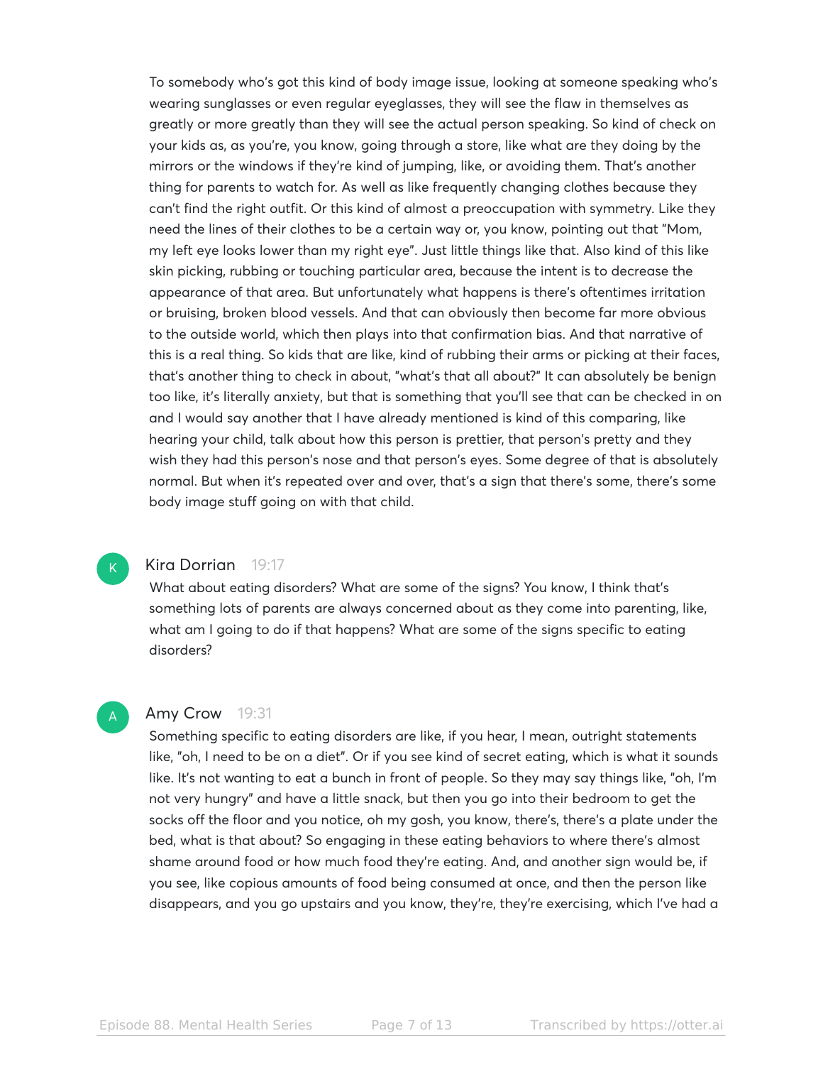To somebody who's got this kind of body image issue, looking at someone speaking who's wearing sunglasses or even regular eyeglasses, they will see the flaw in themselves as greatly or more greatly than they will see the actual person speaking. So kind of check on your kids as, as you're, you know, going through a store, like what are they doing by the mirrors or the windows if they're kind of jumping, like, or avoiding them. That's another thing for parents to watch for. As well as like frequently changing clothes because they can't find the right outfit. Or this kind of almost a preoccupation with symmetry. Like they need the lines of their clothes to be a certain way or, you know, pointing out that "Mom, my left eye looks lower than my right eye". Just little things like that. Also kind of this like skin picking, rubbing or touching particular area, because the intent is to decrease the appearance of that area. But unfortunately what happens is there's oftentimes irritation or bruising, broken blood vessels. And that can obviously then become far more obvious to the outside world, which then plays into that confirmation bias. And that narrative of this is a real thing. So kids that are like, kind of rubbing their arms or picking at their faces, that's another thing to check in about, "what's that all about?" It can absolutely be benign too like, it's literally anxiety, but that is something that you'll see that can be checked in on and I would say another that I have already mentioned is kind of this comparing, like hearing your child, talk about how this person is prettier, that person's pretty and they wish they had this person's nose and that person's eyes. Some degree of that is absolutely normal. But when it's repeated over and over, that's a sign that there's some, there's some body image stuff going on with that child.

**Kira Dorrian** 19:17

What about eating disorders? What are some of the signs? You know, I think that's something lots of parents are always concerned about as they come into parenting, like, what am I going to do if that happens? What are some of the signs specific to eating disorders?

**Amy Crow** 19:31

Something specific to eating disorders are like, if you hear, I mean, outright statements like, "oh, I need to be on a diet". Or if you see kind of secret eating, which is what it sounds like. It's not wanting to eat a bunch in front of people. So they may say things like, "oh, I'm not very hungry" and have a little snack, but then you go into their bedroom to get the socks off the floor and you notice, oh my gosh, you know, there's, there's a plate under the bed, what is that about? So engaging in these eating behaviors to where there's almost shame around food or how much food they're eating. And, and another sign would be, if you see, like copious amounts of food being consumed at once, and then the person like disappears, and you go upstairs and you know, they're, they're exercising, which I've had a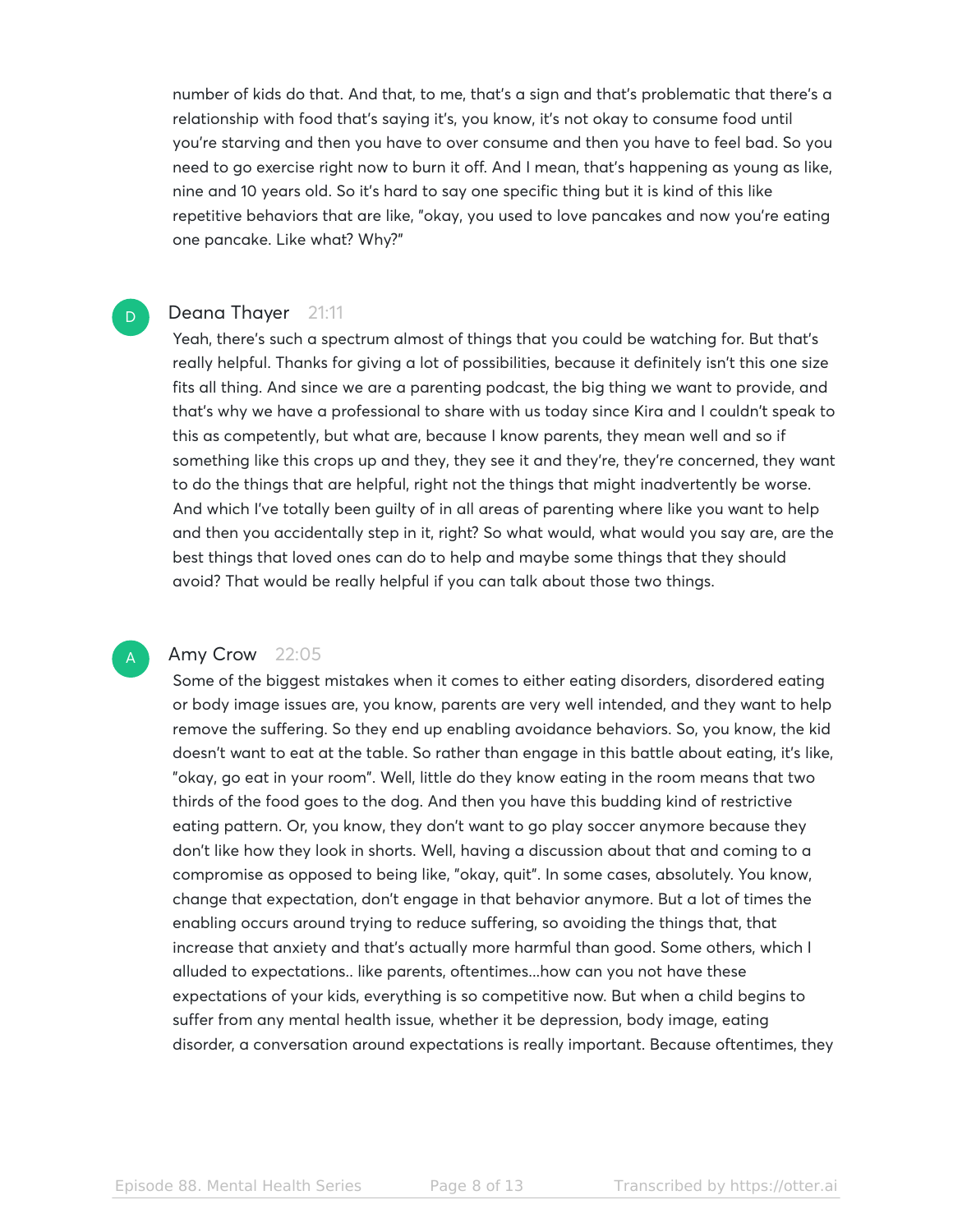number of kids do that. And that, to me, that's a sign and that's problematic that there's a relationship with food that's saying it's, you know, it's not okay to consume food until you're starving and then you have to over consume and then you have to feel bad. So you need to go exercise right now to burn it off. And I mean, that's happening as young as like, nine and 10 years old. So it's hard to say one specific thing but it is kind of this like repetitive behaviors that are like, "okay, you used to love pancakes and now you're eating one pancake. Like what? Why?"

**Deana Thayer** 21:11

Yeah, there's such a spectrum almost of things that you could be watching for. But that's really helpful. Thanks for giving a lot of possibilities, because it definitely isn't this one size fits all thing. And since we are a parenting podcast, the big thing we want to provide, and that's why we have a professional to share with us today since Kira and I couldn't speak to this as competently, but what are, because I know parents, they mean well and so if something like this crops up and they, they see it and they're, they're concerned, they want to do the things that are helpful, right not the things that might inadvertently be worse. And which I've totally been guilty of in all areas of parenting where like you want to help and then you accidentally step in it, right? So what would, what would you say are, are the best things that loved ones can do to help and maybe some things that they should avoid? That would be really helpful if you can talk about those two things.

**Amy Crow** 22:05

Some of the biggest mistakes when it comes to either eating disorders, disordered eating or body image issues are, you know, parents are very well intended, and they want to help remove the suffering. So they end up enabling avoidance behaviors. So, you know, the kid doesn't want to eat at the table. So rather than engage in this battle about eating, it's like, "okay, go eat in your room". Well, little do they know eating in the room means that two thirds of the food goes to the dog. And then you have this budding kind of restrictive eating pattern. Or, you know, they don't want to go play soccer anymore because they don't like how they look in shorts. Well, having a discussion about that and coming to a compromise as opposed to being like, "okay, quit". In some cases, absolutely. You know, change that expectation, don't engage in that behavior anymore. But a lot of times the enabling occurs around trying to reduce suffering, so avoiding the things that, that increase that anxiety and that's actually more harmful than good. Some others, which I alluded to expectations.. like parents, oftentimes...how can you not have these expectations of your kids, everything is so competitive now. But when a child begins to suffer from any mental health issue, whether it be depression, body image, eating disorder, a conversation around expectations is really important. Because oftentimes, they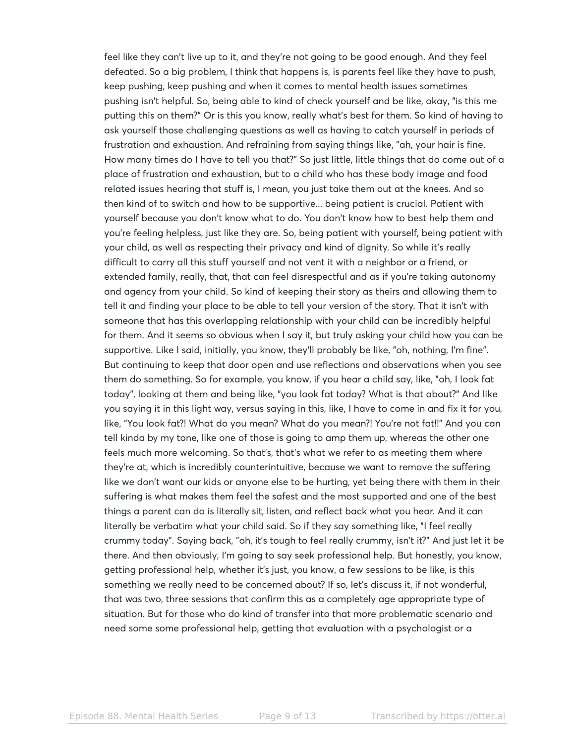feel like they can't live up to it, and they're not going to be good enough. And they feel defeated. So a big problem, I think that happens is, is parents feel like they have to push, keep pushing, keep pushing and when it comes to mental health issues sometimes pushing isn't helpful. So, being able to kind of check yourself and be like, okay, "is this me putting this on them?" Or is this you know, really what's best for them. So kind of having to ask yourself those challenging questions as well as having to catch yourself in periods of frustration and exhaustion. And refraining from saying things like, "ah, your hair is fine. How many times do I have to tell you that?" So just little, little things that do come out of a place of frustration and exhaustion, but to a child who has these body image and food related issues hearing that stuff is, I mean, you just take them out at the knees. And so then kind of to switch and how to be supportive... being patient is crucial. Patient with yourself because you don't know what to do. You don't know how to best help them and you're feeling helpless, just like they are. So, being patient with yourself, being patient with your child, as well as respecting their privacy and kind of dignity. So while it's really difficult to carry all this stuff yourself and not vent it with a neighbor or a friend, or extended family, really, that, that can feel disrespectful and as if you're taking autonomy and agency from your child. So kind of keeping their story as theirs and allowing them to tell it and finding your place to be able to tell your version of the story. That it isn't with someone that has this overlapping relationship with your child can be incredibly helpful for them. And it seems so obvious when I say it, but truly asking your child how you can be supportive. Like I said, initially, you know, they'll probably be like, "oh, nothing, I'm fine". But continuing to keep that door open and use reflections and observations when you see them do something. So for example, you know, if you hear a child say, like, "oh, I look fat today", looking at them and being like, "you look fat today? What is that about?" And like you saying it in this light way, versus saying in this, like, I have to come in and fix it for you, like, "You look fat?! What do you mean? What do you mean?! You're not fat!!" And you can tell kinda by my tone, like one of those is going to amp them up, whereas the other one feels much more welcoming. So that's, that's what we refer to as meeting them where they're at, which is incredibly counterintuitive, because we want to remove the suffering like we don't want our kids or anyone else to be hurting, yet being there with them in their suffering is what makes them feel the safest and the most supported and one of the best things a parent can do is literally sit, listen, and reflect back what you hear. And it can literally be verbatim what your child said. So if they say something like, "I feel really crummy today". Saying back, "oh, it's tough to feel really crummy, isn't it?" And just let it be there. And then obviously, I'm going to say seek professional help. But honestly, you know, getting professional help, whether it's just, you know, a few sessions to be like, is this something we really need to be concerned about? If so, let's discuss it, if not wonderful, that was two, three sessions that confirm this as a completely age appropriate type of situation. But for those who do kind of transfer into that more problematic scenario and need some some professional help, getting that evaluation with a psychologist or a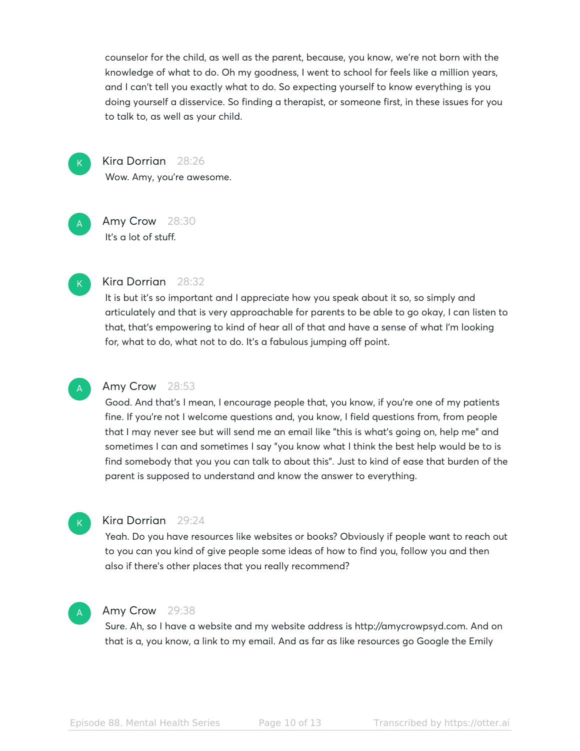counselor for the child, as well as the parent, because, you know, we're not born with the knowledge of what to do. Oh my goodness, I went to school for feels like a million years, and I can't tell you exactly what to do. So expecting yourself to know everything is you doing yourself a disservice. So finding a therapist, or someone first, in these issues for you to talk to, as well as your child.

**Kira Dorrian** 28:26
Wow. Amy, you're awesome.

**Amy Crow** 28:30
It's a lot of stuff.

**Kira Dorrian** 28:32
It is but it's so important and I appreciate how you speak about it so, so simply and articulately and that is very approachable for parents to be able to go okay, I can listen to that, that's empowering to kind of hear all of that and have a sense of what I'm looking for, what to do, what not to do. It's a fabulous jumping off point.

**Amy Crow** 28:53
Good. And that's I mean, I encourage people that, you know, if you're one of my patients fine. If you're not I welcome questions and, you know, I field questions from, from people that I may never see but will send me an email like "this is what's going on, help me" and sometimes I can and sometimes I say "you know what I think the best help would be to is find somebody that you you can talk to about this". Just to kind of ease that burden of the parent is supposed to understand and know the answer to everything.

**Kira Dorrian** 29:24
Yeah. Do you have resources like websites or books? Obviously if people want to reach out to you can you kind of give people some ideas of how to find you, follow you and then also if there's other places that you really recommend?

**Amy Crow** 29:38
Sure. Ah, so I have a website and my website address is http://amycrowpsyd.com. And on that is a, you know, a link to my email. And as far as like resources go Google the Emily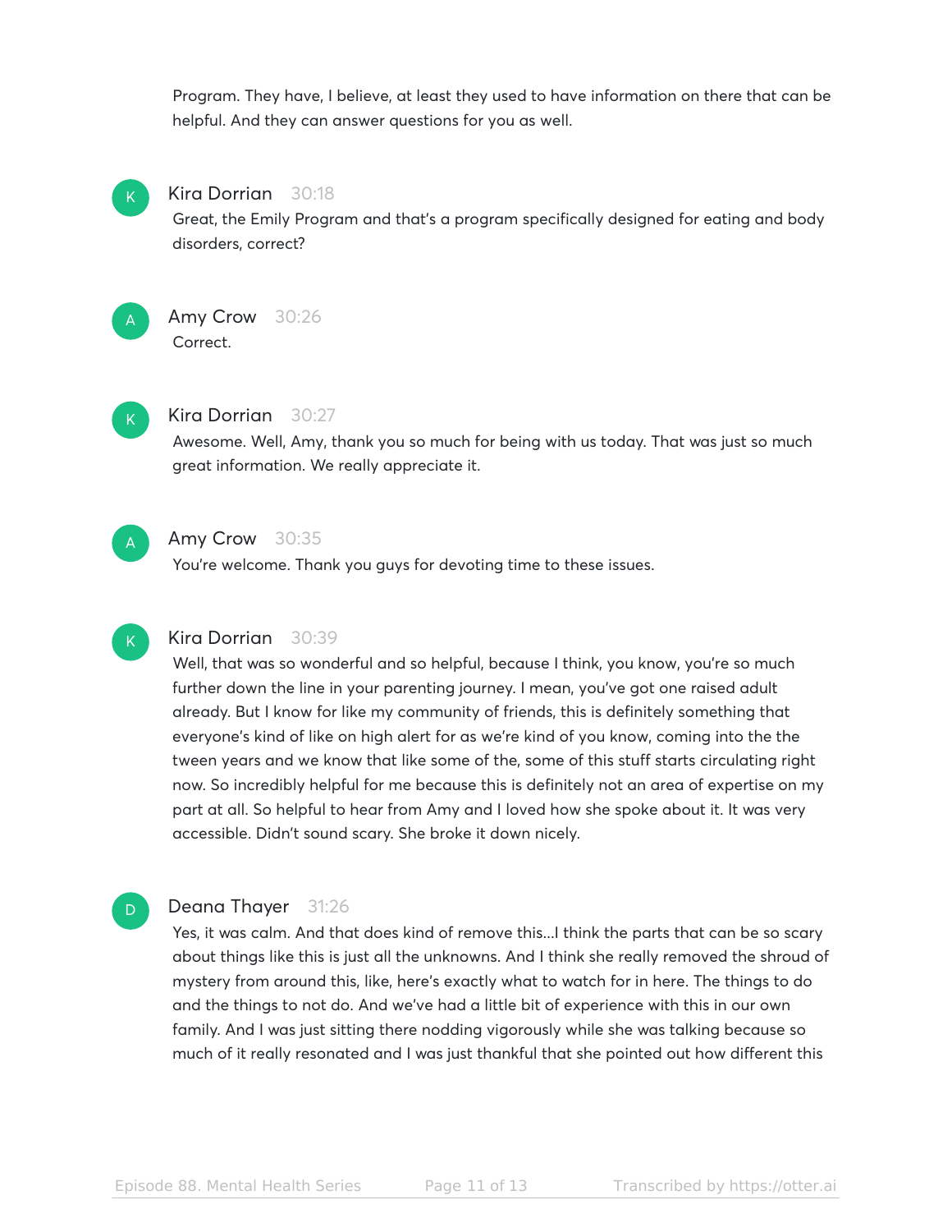Program. They have, I believe, at least they used to have information on there that can be helpful. And they can answer questions for you as well.

**Kira Dorrian** 30:18

Great, the Emily Program and that's a program specifically designed for eating and body disorders, correct?

**Amy Crow** 30:26

Correct.

**Kira Dorrian** 30:27

Awesome. Well, Amy, thank you so much for being with us today. That was just so much great information. We really appreciate it.

**Amy Crow** 30:35

You're welcome. Thank you guys for devoting time to these issues.

**Kira Dorrian** 30:39

Well, that was so wonderful and so helpful, because I think, you know, you're so much further down the line in your parenting journey. I mean, you've got one raised adult already. But I know for like my community of friends, this is definitely something that everyone's kind of like on high alert for as we're kind of you know, coming into the the tween years and we know that like some of the, some of this stuff starts circulating right now. So incredibly helpful for me because this is definitely not an area of expertise on my part at all. So helpful to hear from Amy and I loved how she spoke about it. It was very accessible. Didn't sound scary. She broke it down nicely.

**Deana Thayer** 31:26

Yes, it was calm. And that does kind of remove this...I think the parts that can be so scary about things like this is just all the unknowns. And I think she really removed the shroud of mystery from around this, like, here's exactly what to watch for in here. The things to do and the things to not do. And we've had a little bit of experience with this in our own family. And I was just sitting there nodding vigorously while she was talking because so much of it really resonated and I was just thankful that she pointed out how different this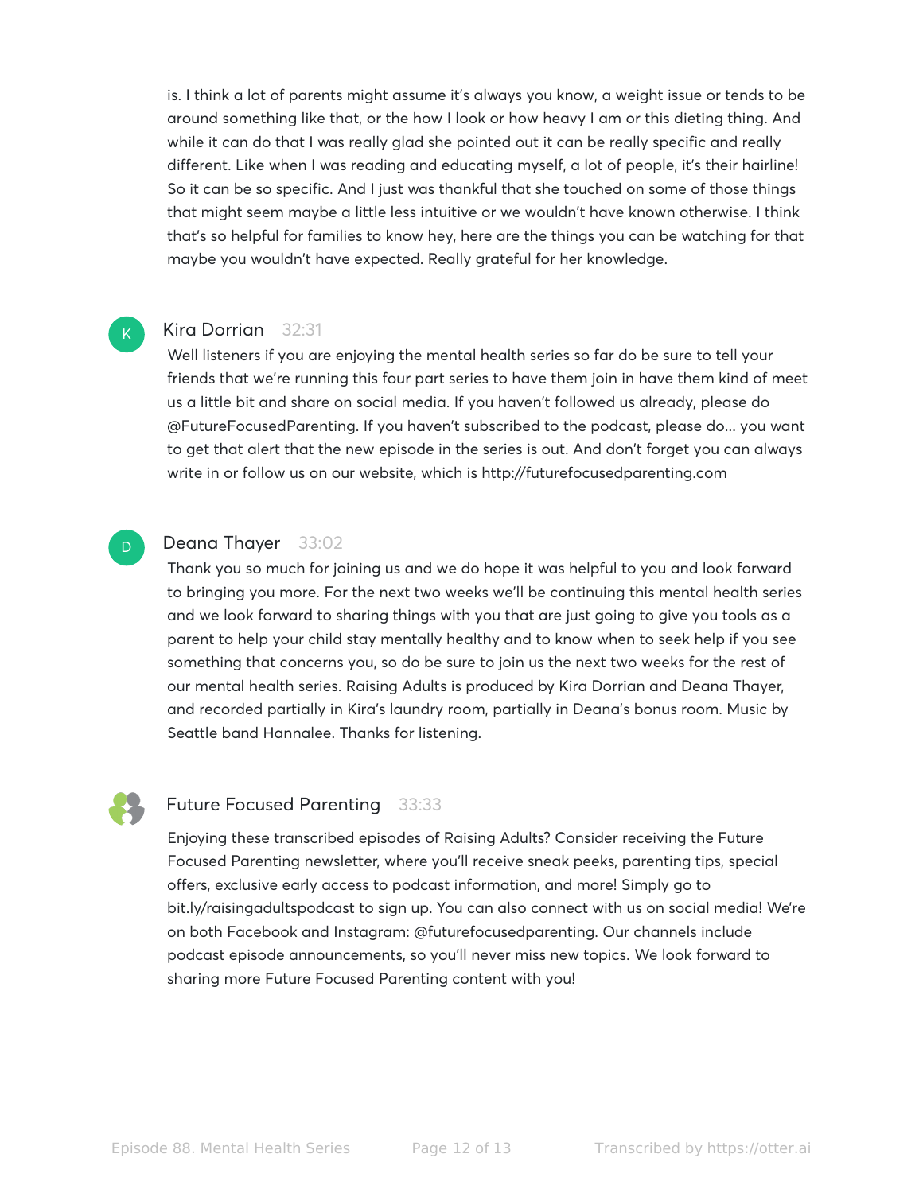is. I think a lot of parents might assume it's always you know, a weight issue or tends to be around something like that, or the how I look or how heavy I am or this dieting thing. And while it can do that I was really glad she pointed out it can be really specific and really different. Like when I was reading and educating myself, a lot of people, it's their hairline! So it can be so specific. And I just was thankful that she touched on some of those things that might seem maybe a little less intuitive or we wouldn't have known otherwise. I think that's so helpful for families to know hey, here are the things you can be watching for that maybe you wouldn't have expected. Really grateful for her knowledge.

**Kira Dorrian** 32:31

Well listeners if you are enjoying the mental health series so far do be sure to tell your friends that we're running this four part series to have them join in have them kind of meet us a little bit and share on social media. If you haven't followed us already, please do @FutureFocusedParenting. If you haven't subscribed to the podcast, please do... you want to get that alert that the new episode in the series is out. And don't forget you can always write in or follow us on our website, which is http://futurefocusedparenting.com

**Deana Thayer** 33:02

Thank you so much for joining us and we do hope it was helpful to you and look forward to bringing you more. For the next two weeks we'll be continuing this mental health series and we look forward to sharing things with you that are just going to give you tools as a parent to help your child stay mentally healthy and to know when to seek help if you see something that concerns you, so do be sure to join us the next two weeks for the rest of our mental health series. Raising Adults is produced by Kira Dorrian and Deana Thayer, and recorded partially in Kira's laundry room, partially in Deana's bonus room. Music by Seattle band Hannalee. Thanks for listening.

**Future Focused Parenting** 33:33

Enjoying these transcribed episodes of Raising Adults? Consider receiving the Future Focused Parenting newsletter, where you'll receive sneak peeks, parenting tips, special offers, exclusive early access to podcast information, and more! Simply go to bit.ly/raisingadultspodcast to sign up. You can also connect with us on social media! We're on both Facebook and Instagram: @futurefocusedparenting. Our channels include podcast episode announcements, so you'll never miss new topics. We look forward to sharing more Future Focused Parenting content with you!